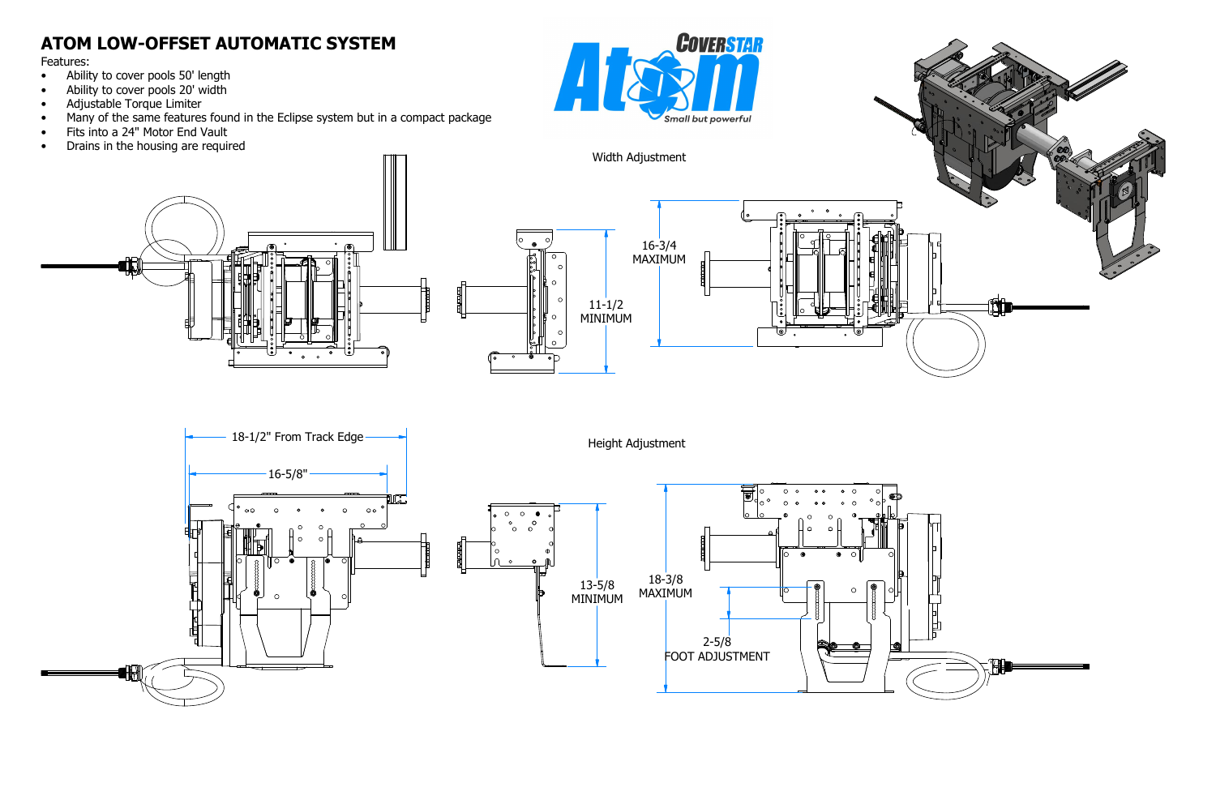# ATOM LOW-OFFSET AUTOMATIC SYSTEM

Features:

- Ability to cover pools 50' length
- Ability to cover pools 20' width
- Adjustable Torque Limiter
- Many of the same features found in the Eclipse system but in a compact package
- Fits into a 24" Motor End Vault
- Drains in the housing are required

COVERSTAR Atom *Small but powerful*

Width Adjustment

11-1/2 MINIMUM

16-3/4 MAXIMUM

18-1/2" From Track Edge

16-5/8"

Height Adjustment

13-5/8 MINIMUM

18-3/8 MAXIMUM

2-5/8 FOOT ADJUSTMENT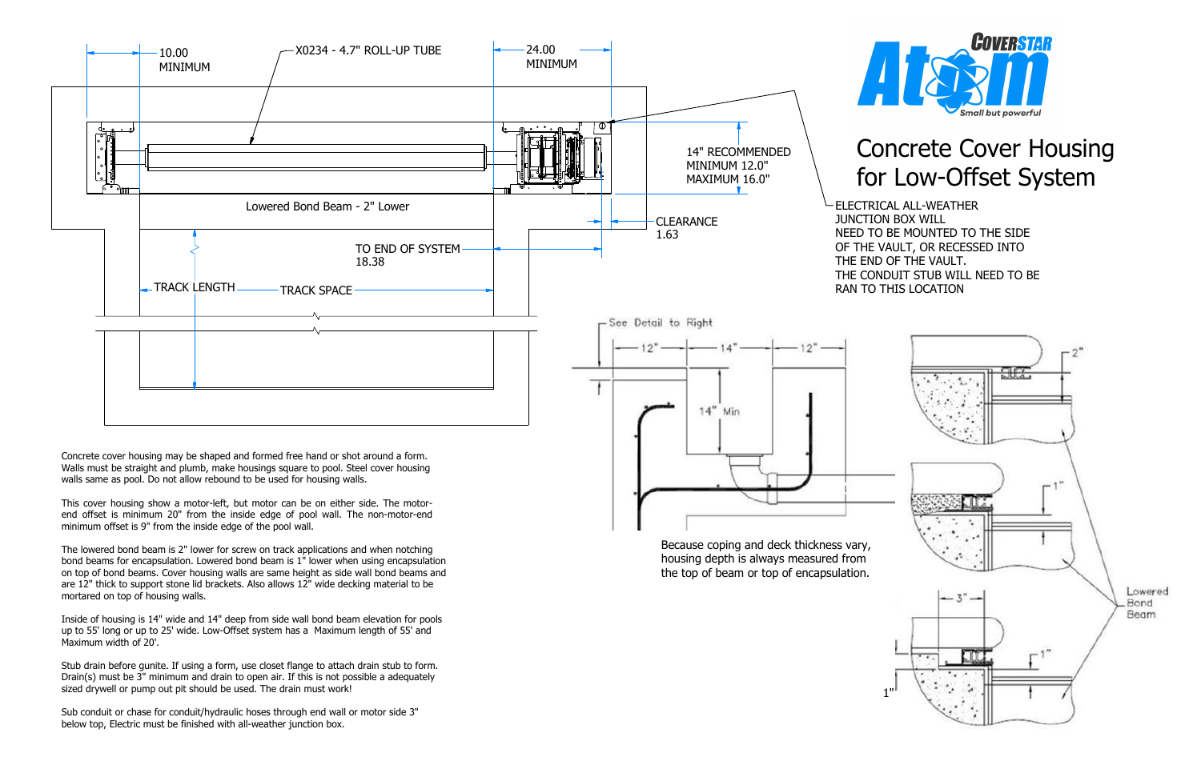# Concrete Cover Housing for Low-Offset System

10.00
MINIMUM

X0234 - 4.7" ROLL-UP TUBE

24.00
MINIMUM

14" RECOMMENDED
MINIMUM 12.0"
MAXIMUM 16.0"

Lowered Bond Beam - 2" Lower

CLEARANCE
1.63

TO END OF SYSTEM
18.38

TRACK LENGTH

TRACK SPACE

ELECTRICAL ALL-WEATHER JUNCTION BOX WILL NEED TO BE MOUNTED TO THE SIDE OF THE VAULT, OR RECESSED INTO THE END OF THE VAULT. THE CONDUIT STUB WILL NEED TO BE RAN TO THIS LOCATION

See Detail to Right

12"
14"
12"
14" Min

2"
1"
3"
1"
1"
Lowered Bond Beam

Because coping and deck thickness vary, housing depth is always measured from the top of beam or top of encapsulation.

Concrete cover housing may be shaped and formed free hand or shot around a form. Walls must be straight and plumb, make housings square to pool. Steel cover housing walls same as pool. Do not allow rebound to be used for housing walls.

This cover housing show a motor-left, but motor can be on either side. The motor-end offset is minimum 20" from the inside edge of pool wall. The non-motor-end minimum offset is 9" from the inside edge of the pool wall.

The lowered bond beam is 2" lower for screw on track applications and when notching bond beams for encapsulation. Lowered bond beam is 1" lower when using encapsulation on top of bond beams. Cover housing walls are same height as side wall bond beams and are 12" thick to support stone lid brackets. Also allows 12" wide decking material to be mortared on top of housing walls.

Inside of housing is 14" wide and 14" deep from side wall bond beam elevation for pools up to 55' long or up to 25' wide. Low-Offset system has a Maximum length of 55' and Maximum width of 20'.

Stub drain before gunite. If using a form, use closet flange to attach drain stub to form. Drain(s) must be 3" minimum and drain to open air. If this is not possible a adequately sized drywell or pump out pit should be used. The drain must work!

Sub conduit or chase for conduit/hydraulic hoses through end wall or motor side 3" below top, Electric must be finished with all-weather junction box.